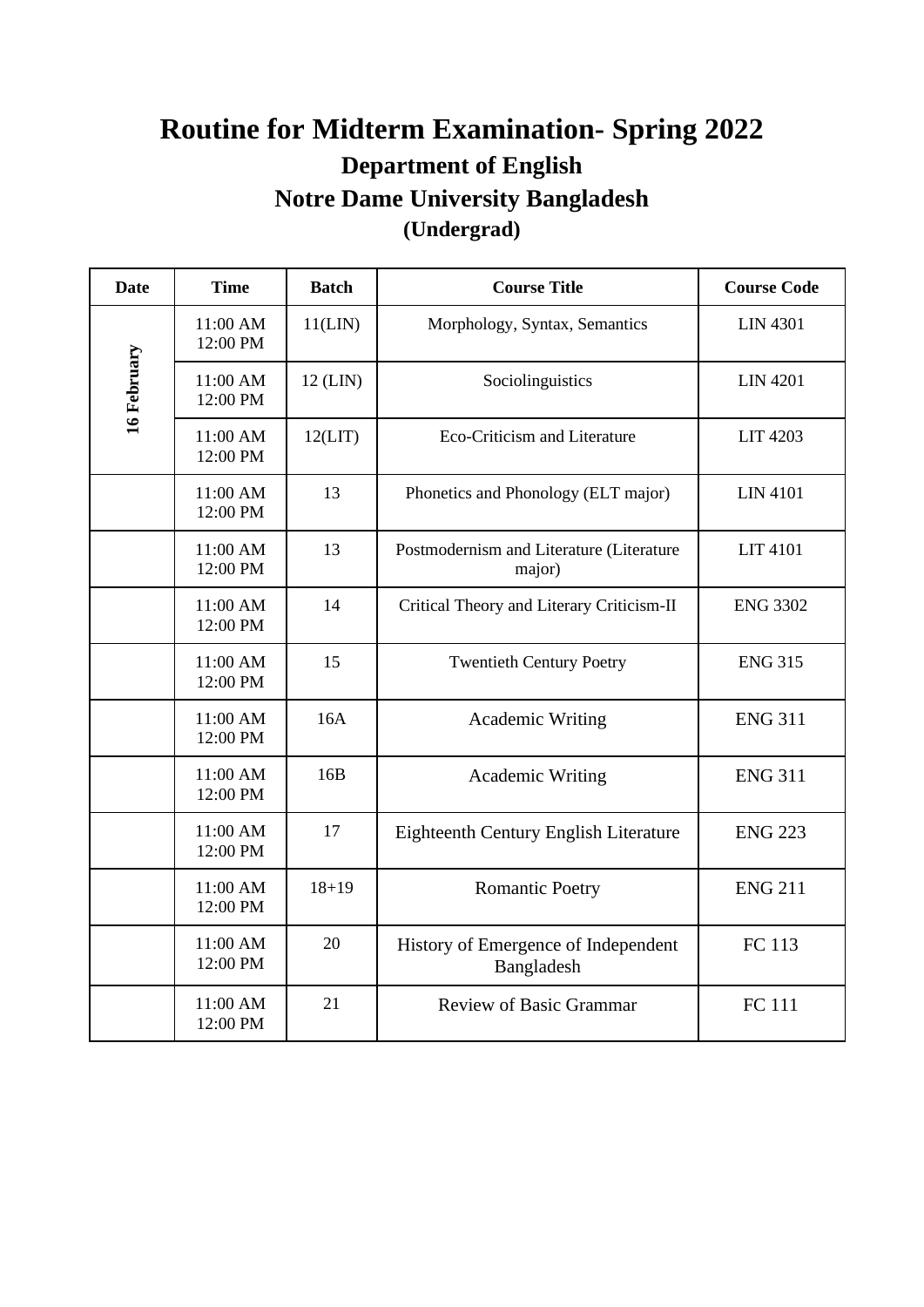# Routine for Midterm Examination- Spring 2022

## Department of English

## Notre Dame University Bangladesh

### (Undergrad)

| Date | Time | Batch | Course Title | Course Code |
|---|---|---|---|---|
| 16 February | 11:00 AM 12:00 PM | 11(LIN) | Morphology, Syntax, Semantics | LIN 4301 |
| | 11:00 AM 12:00 PM | 12 (LIN) | Sociolinguistics | LIN 4201 |
| | 11:00 AM 12:00 PM | 12(LIT) | Eco-Criticism and Literature | LIT 4203 |
| | 11:00 AM 12:00 PM | 13 | Phonetics and Phonology (ELT major) | LIN 4101 |
| | 11:00 AM 12:00 PM | 13 | Postmodernism and Literature (Literature major) | LIT 4101 |
| | 11:00 AM 12:00 PM | 14 | Critical Theory and Literary Criticism-II | ENG 3302 |
| | 11:00 AM 12:00 PM | 15 | Twentieth Century Poetry | ENG 315 |
| | 11:00 AM 12:00 PM | 16A | Academic Writing | ENG 311 |
| | 11:00 AM 12:00 PM | 16B | Academic Writing | ENG 311 |
| | 11:00 AM 12:00 PM | 17 | Eighteenth Century English Literature | ENG 223 |
| | 11:00 AM 12:00 PM | 18+19 | Romantic Poetry | ENG 211 |
| | 11:00 AM 12:00 PM | 20 | History of Emergence of Independent Bangladesh | FC 113 |
| | 11:00 AM 12:00 PM | 21 | Review of Basic Grammar | FC 111 |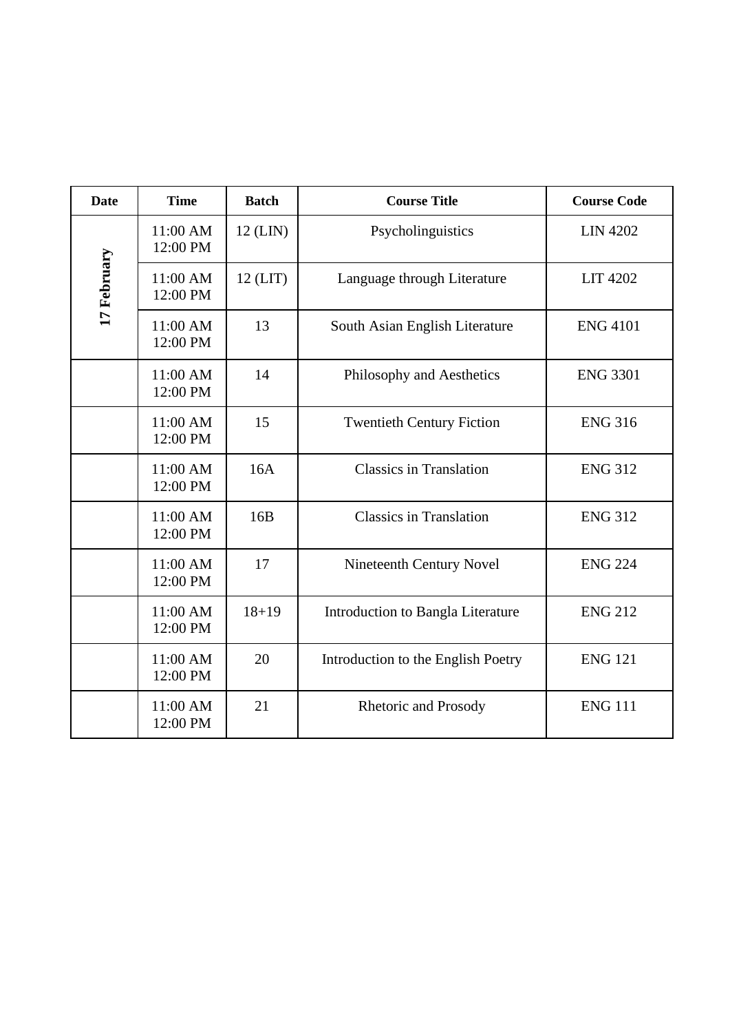| Date | Time | Batch | Course Title | Course Code |
|---|---|---|---|---|
| 17 February | 11:00 AM 12:00 PM | 12 (LIN) | Psycholinguistics | LIN 4202 |
| | 11:00 AM 12:00 PM | 12 (LIT) | Language through Literature | LIT 4202 |
| | 11:00 AM 12:00 PM | 13 | South Asian English Literature | ENG 4101 |
| | 11:00 AM 12:00 PM | 14 | Philosophy and Aesthetics | ENG 3301 |
| | 11:00 AM 12:00 PM | 15 | Twentieth Century Fiction | ENG 316 |
| | 11:00 AM 12:00 PM | 16A | Classics in Translation | ENG 312 |
| | 11:00 AM 12:00 PM | 16B | Classics in Translation | ENG 312 |
| | 11:00 AM 12:00 PM | 17 | Nineteenth Century Novel | ENG 224 |
| | 11:00 AM 12:00 PM | 18+19 | Introduction to Bangla Literature | ENG 212 |
| | 11:00 AM 12:00 PM | 20 | Introduction to the English Poetry | ENG 121 |
| | 11:00 AM 12:00 PM | 21 | Rhetoric and Prosody | ENG 111 |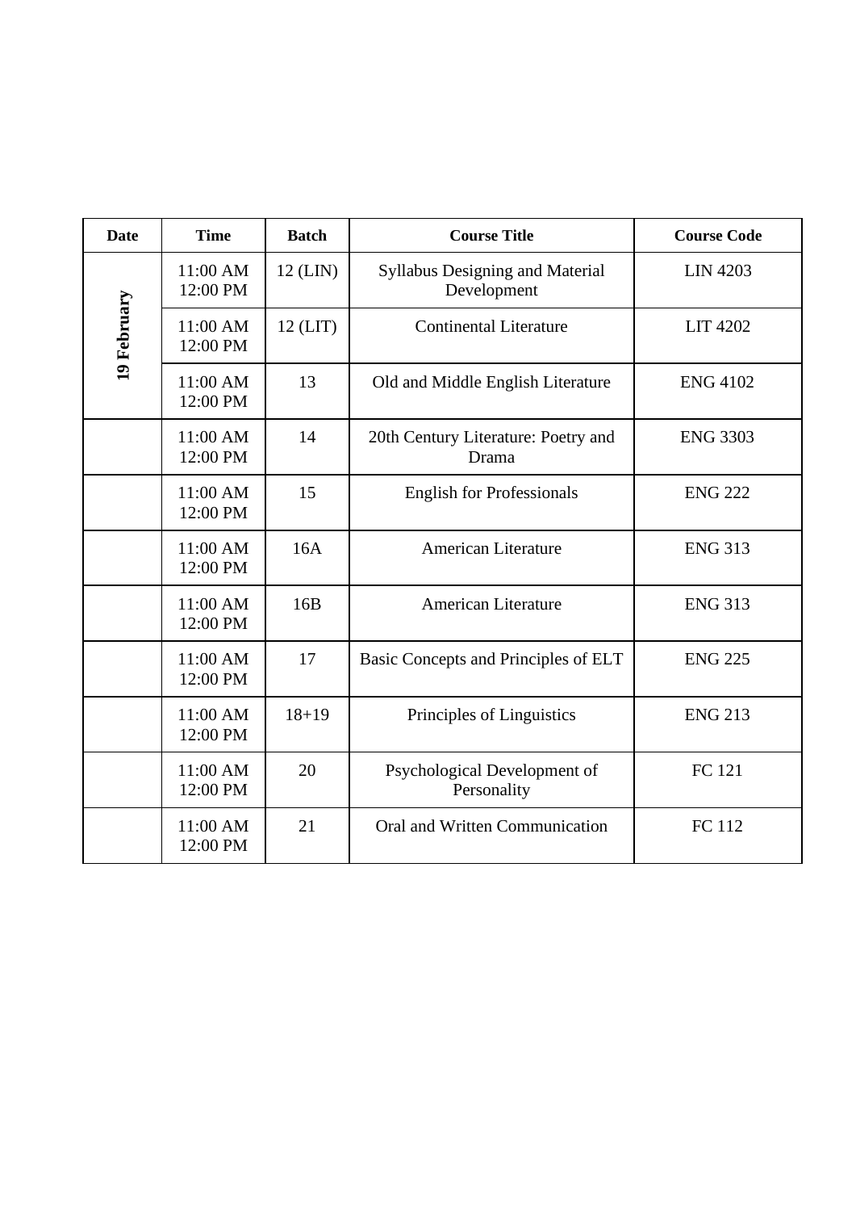| Date | Time | Batch | Course Title | Course Code |
|---|---|---|---|---|
| 19 February | 11:00 AM 12:00 PM | 12 (LIN) | Syllabus Designing and Material Development | LIN 4203 |
| | 11:00 AM 12:00 PM | 12 (LIT) | Continental Literature | LIT 4202 |
| | 11:00 AM 12:00 PM | 13 | Old and Middle English Literature | ENG 4102 |
| | 11:00 AM 12:00 PM | 14 | 20th Century Literature: Poetry and Drama | ENG 3303 |
| | 11:00 AM 12:00 PM | 15 | English for Professionals | ENG 222 |
| | 11:00 AM 12:00 PM | 16A | American Literature | ENG 313 |
| | 11:00 AM 12:00 PM | 16B | American Literature | ENG 313 |
| | 11:00 AM 12:00 PM | 17 | Basic Concepts and Principles of ELT | ENG 225 |
| | 11:00 AM 12:00 PM | 18+19 | Principles of Linguistics | ENG 213 |
| | 11:00 AM 12:00 PM | 20 | Psychological Development of Personality | FC 121 |
| | 11:00 AM 12:00 PM | 21 | Oral and Written Communication | FC 112 |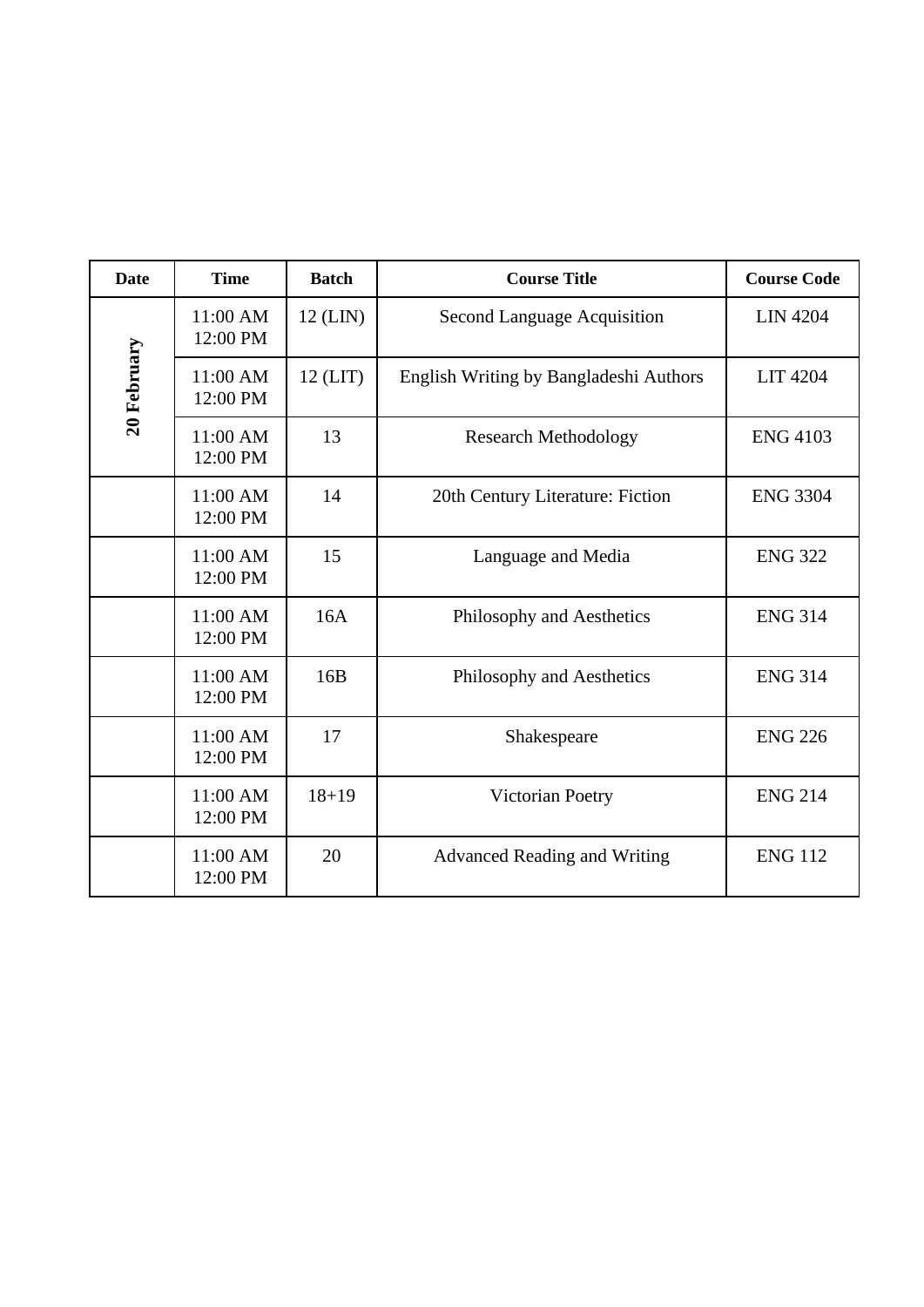| Date | Time | Batch | Course Title | Course Code |
|---|---|---|---|---|
| 20 February | 11:00 AM 12:00 PM | 12 (LIN) | Second Language Acquisition | LIN 4204 |
| | 11:00 AM 12:00 PM | 12 (LIT) | English Writing by Bangladeshi Authors | LIT 4204 |
| | 11:00 AM 12:00 PM | 13 | Research Methodology | ENG 4103 |
| | 11:00 AM 12:00 PM | 14 | 20th Century Literature: Fiction | ENG 3304 |
| | 11:00 AM 12:00 PM | 15 | Language and Media | ENG 322 |
| | 11:00 AM 12:00 PM | 16A | Philosophy and Aesthetics | ENG 314 |
| | 11:00 AM 12:00 PM | 16B | Philosophy and Aesthetics | ENG 314 |
| | 11:00 AM 12:00 PM | 17 | Shakespeare | ENG 226 |
| | 11:00 AM 12:00 PM | 18+19 | Victorian Poetry | ENG 214 |
| | 11:00 AM 12:00 PM | 20 | Advanced Reading and Writing | ENG 112 |